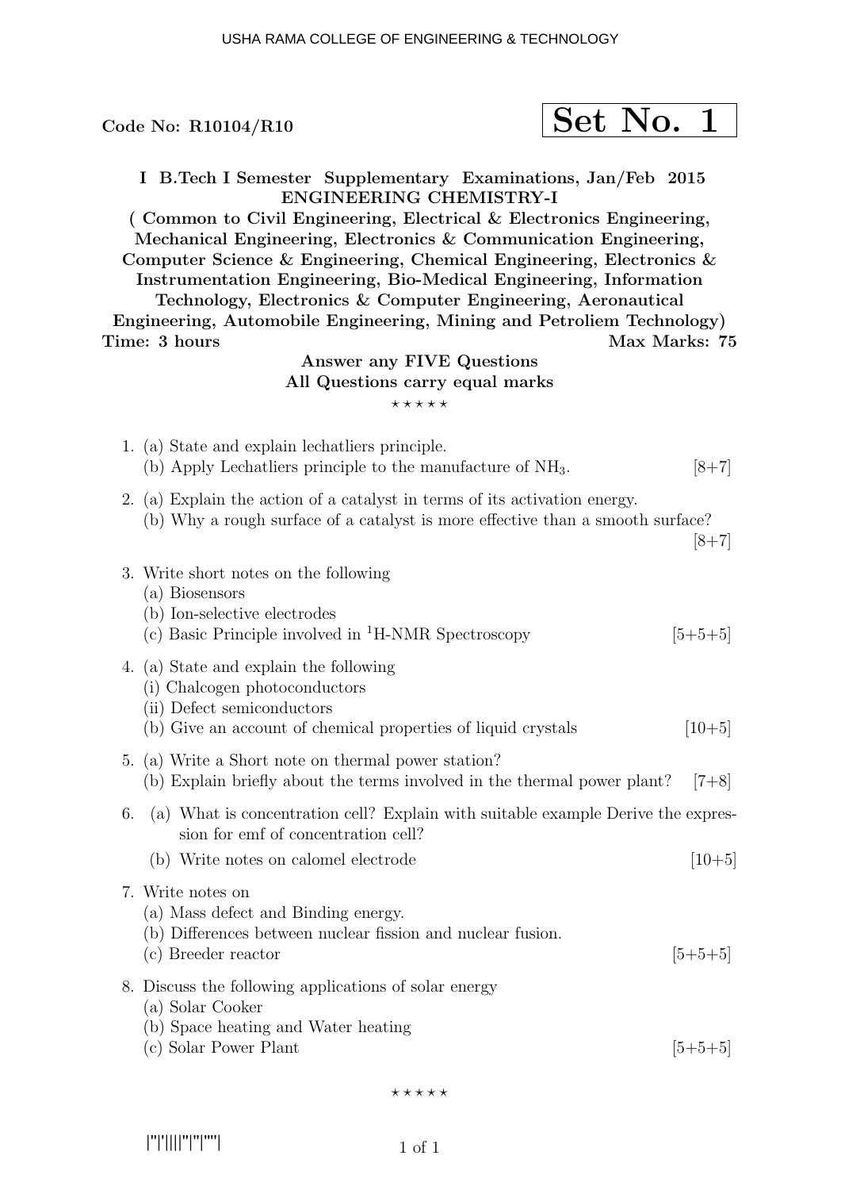Code No: R10104/R10

**Set No. 1**

**I B.Tech I Semester Supplementary Examinations, Jan/Feb 2015**
**ENGINEERING CHEMISTRY-I**
**( Common to Civil Engineering, Electrical & Electronics Engineering, Mechanical Engineering, Electronics & Communication Engineering, Computer Science & Engineering, Chemical Engineering, Electronics & Instrumentation Engineering, Bio-Medical Engineering, Information Technology, Electronics & Computer Engineering, Aeronautical Engineering, Automobile Engineering, Mining and Petroliem Technology)**

**Time: 3 hours** **Max Marks: 75**

**Answer any FIVE Questions**
**All Questions carry equal marks**

⋆ ⋆ ⋆ ⋆ ⋆

1. (a) State and explain lechatliers principle.
   (b) Apply Lechatliers principle to the manufacture of $NH_3$. [8+7]

2. (a) Explain the action of a catalyst in terms of its activation energy.
   (b) Why a rough surface of a catalyst is more effective than a smooth surface? [8+7]

3. Write short notes on the following
   (a) Biosensors
   (b) Ion-selective electrodes
   (c) Basic Principle involved in $^{1}H$-NMR Spectroscopy [5+5+5]

4. (a) State and explain the following
   (i) Chalcogen photoconductors
   (ii) Defect semiconductors
   (b) Give an account of chemical properties of liquid crystals [10+5]

5. (a) Write a Short note on thermal power station?
   (b) Explain briefly about the terms involved in the thermal power plant? [7+8]

6. (a) What is concentration cell? Explain with suitable example Derive the expression for emf of concentration cell?
   (b) Write notes on calomel electrode [10+5]

7. Write notes on
   (a) Mass defect and Binding energy.
   (b) Differences between nuclear fission and nuclear fusion.
   (c) Breeder reactor [5+5+5]

8. Discuss the following applications of solar energy
   (a) Solar Cooker
   (b) Space heating and Water heating
   (c) Solar Power Plant [5+5+5]

⋆ ⋆ ⋆ ⋆ ⋆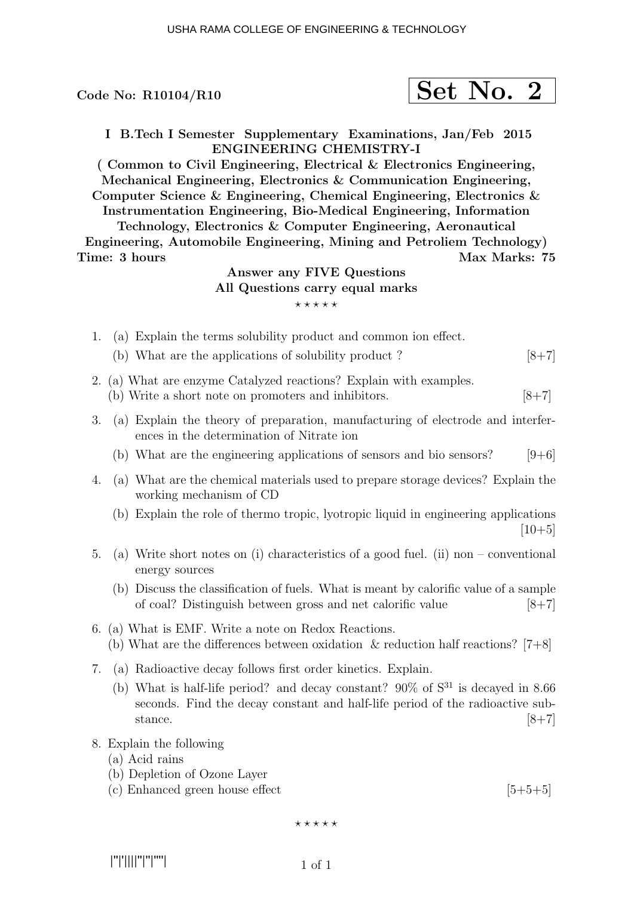Code No: R10104/R10

**Set No. 2**

**I B.Tech I Semester Supplementary Examinations, Jan/Feb 2015**
**ENGINEERING CHEMISTRY-I**
**( Common to Civil Engineering, Electrical & Electronics Engineering, Mechanical Engineering, Electronics & Communication Engineering, Computer Science & Engineering, Chemical Engineering, Electronics & Instrumentation Engineering, Bio-Medical Engineering, Information Technology, Electronics & Computer Engineering, Aeronautical Engineering, Automobile Engineering, Mining and Petroliem Technology)**

**Time: 3 hours** **Max Marks: 75**

**Answer any FIVE Questions**
**All Questions carry equal marks**

⋆ ⋆ ⋆ ⋆ ⋆

1. (a) Explain the terms solubility product and common ion effect.
   (b) What are the applications of solubility product ? [8+7]

2. (a) What are enzyme Catalyzed reactions? Explain with examples.
   (b) Write a short note on promoters and inhibitors. [8+7]

3. (a) Explain the theory of preparation, manufacturing of electrode and interferences in the determination of Nitrate ion
   (b) What are the engineering applications of sensors and bio sensors? [9+6]

4. (a) What are the chemical materials used to prepare storage devices? Explain the working mechanism of CD
   (b) Explain the role of thermo tropic, lyotropic liquid in engineering applications [10+5]

5. (a) Write short notes on (i) characteristics of a good fuel. (ii) non – conventional energy sources
   (b) Discuss the classification of fuels. What is meant by calorific value of a sample of coal? Distinguish between gross and net calorific value [8+7]

6. (a) What is EMF. Write a note on Redox Reactions.
   (b) What are the differences between oxidation & reduction half reactions? [7+8]

7. (a) Radioactive decay follows first order kinetics. Explain.
   (b) What is half-life period? and decay constant? 90% of $S^{31}$ is decayed in 8.66 seconds. Find the decay constant and half-life period of the radioactive substance. [8+7]

8. Explain the following
   (a) Acid rains
   (b) Depletion of Ozone Layer
   (c) Enhanced green house effect [5+5+5]

⋆ ⋆ ⋆ ⋆ ⋆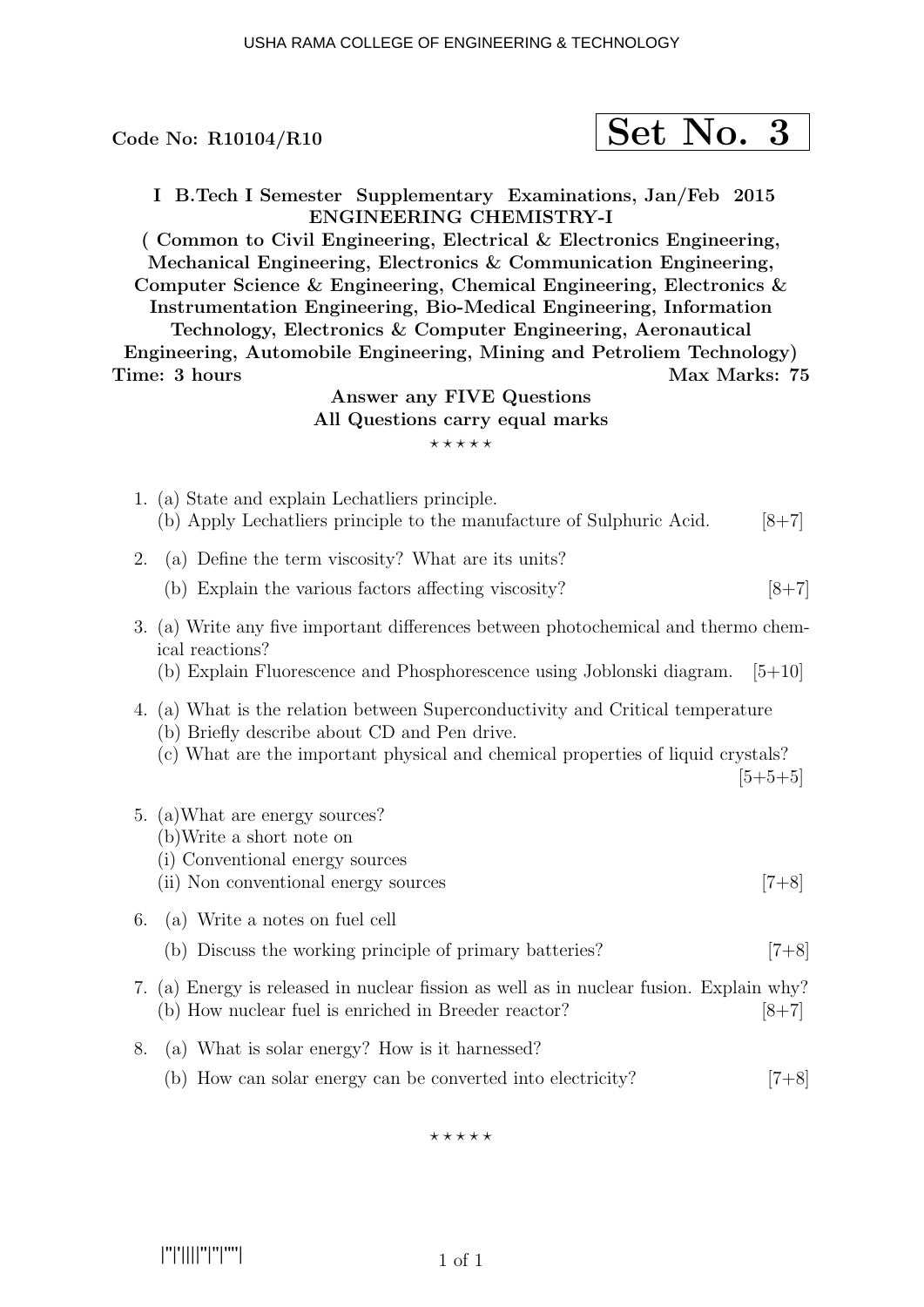Code No: R10104/R10

**Set No. 3**

**I B.Tech I Semester Supplementary Examinations, Jan/Feb 2015**
**ENGINEERING CHEMISTRY-I**
**( Common to Civil Engineering, Electrical & Electronics Engineering, Mechanical Engineering, Electronics & Communication Engineering, Computer Science & Engineering, Chemical Engineering, Electronics & Instrumentation Engineering, Bio-Medical Engineering, Information Technology, Electronics & Computer Engineering, Aeronautical Engineering, Automobile Engineering, Mining and Petroliem Technology)**

**Time: 3 hours** | **Max Marks: 75**

**Answer any FIVE Questions**
**All Questions carry equal marks**

⋆⋆⋆⋆⋆

1. (a) State and explain Lechatliers principle.
   (b) Apply Lechatliers principle to the manufacture of Sulphuric Acid. [8+7]

2. (a) Define the term viscosity? What are its units?
   (b) Explain the various factors affecting viscosity? [8+7]

3. (a) Write any five important differences between photochemical and thermo chemical reactions?
   (b) Explain Fluorescence and Phosphorescence using Joblonski diagram. [5+10]

4. (a) What is the relation between Superconductivity and Critical temperature
   (b) Briefly describe about CD and Pen drive.
   (c) What are the important physical and chemical properties of liquid crystals? [5+5+5]

5. (a)What are energy sources?
   (b)Write a short note on
   (i) Conventional energy sources
   (ii) Non conventional energy sources [7+8]

6. (a) Write a notes on fuel cell
   (b) Discuss the working principle of primary batteries? [7+8]

7. (a) Energy is released in nuclear fission as well as in nuclear fusion. Explain why?
   (b) How nuclear fuel is enriched in Breeder reactor? [8+7]

8. (a) What is solar energy? How is it harnessed?
   (b) How can solar energy can be converted into electricity? [7+8]

⋆⋆⋆⋆⋆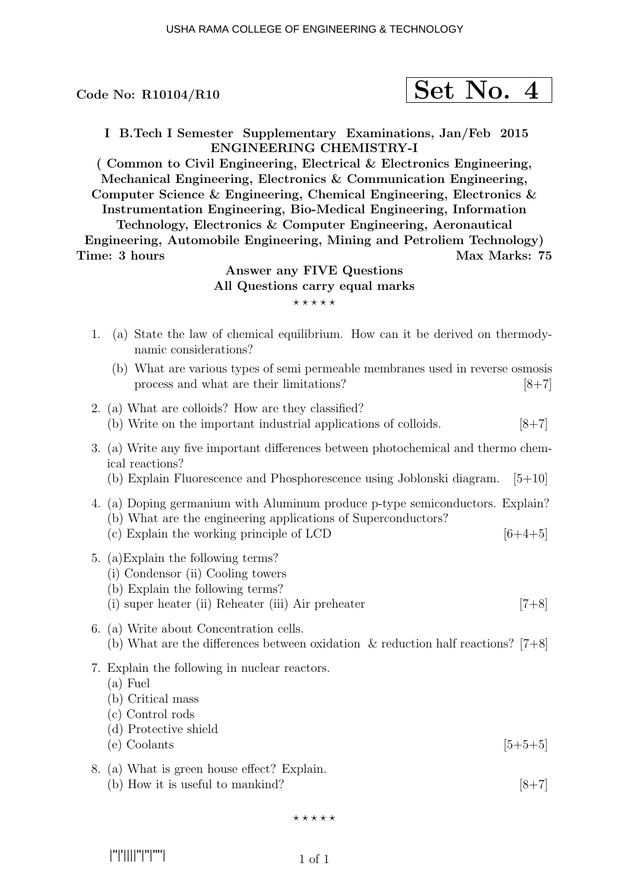Code No: R10104/R10

**Set No. 4**

**I B.Tech I Semester Supplementary Examinations, Jan/Feb 2015**
**ENGINEERING CHEMISTRY-I**
**( Common to Civil Engineering, Electrical & Electronics Engineering, Mechanical Engineering, Electronics & Communication Engineering, Computer Science & Engineering, Chemical Engineering, Electronics & Instrumentation Engineering, Bio-Medical Engineering, Information Technology, Electronics & Computer Engineering, Aeronautical Engineering, Automobile Engineering, Mining and Petroliem Technology)**

**Time: 3 hours** **Max Marks: 75**

**Answer any FIVE Questions**
**All Questions carry equal marks**

⋆ ⋆ ⋆ ⋆ ⋆

1. (a) State the law of chemical equilibrium. How can it be derived on thermodynamic considerations?
   (b) What are various types of semi permeable membranes used in reverse osmosis process and what are their limitations? [8+7]

2. (a) What are colloids? How are they classified?
   (b) Write on the important industrial applications of colloids. [8+7]

3. (a) Write any five important differences between photochemical and thermo chemical reactions?
   (b) Explain Fluorescence and Phosphorescence using Joblonski diagram. [5+10]

4. (a) Doping germanium with Aluminum produce p-type semiconductors. Explain?
   (b) What are the engineering applications of Superconductors?
   (c) Explain the working principle of LCD [6+4+5]

5. (a)Explain the following terms?
   (i) Condensor (ii) Cooling towers
   (b) Explain the following terms?
   (i) super heater (ii) Reheater (iii) Air preheater [7+8]

6. (a) Write about Concentration cells.
   (b) What are the differences between oxidation & reduction half reactions? [7+8]

7. Explain the following in nuclear reactors.
   (a) Fuel
   (b) Critical mass
   (c) Control rods
   (d) Protective shield
   (e) Coolants [5+5+5]

8. (a) What is green house effect? Explain.
   (b) How it is useful to mankind? [8+7]

⋆ ⋆ ⋆ ⋆ ⋆